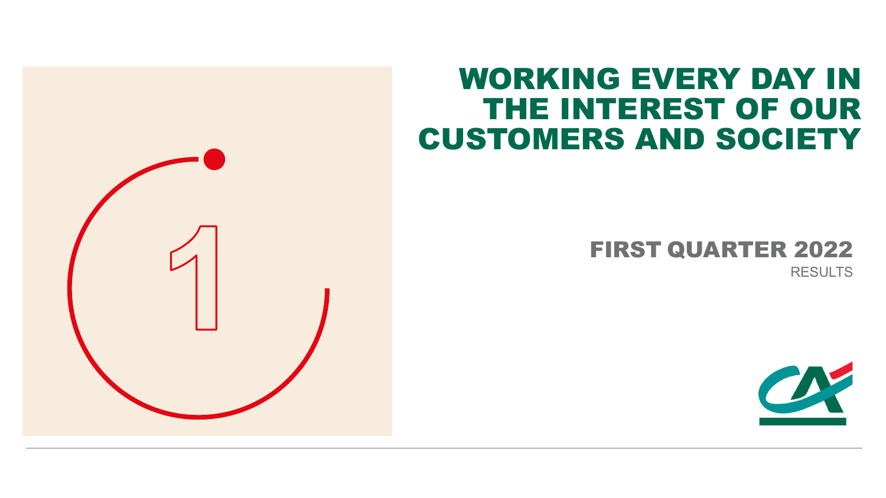# WORKING EVERY DAY IN THE INTEREST OF OUR CUSTOMERS AND SOCIETY

## FIRST QUARTER 2022

RESULTS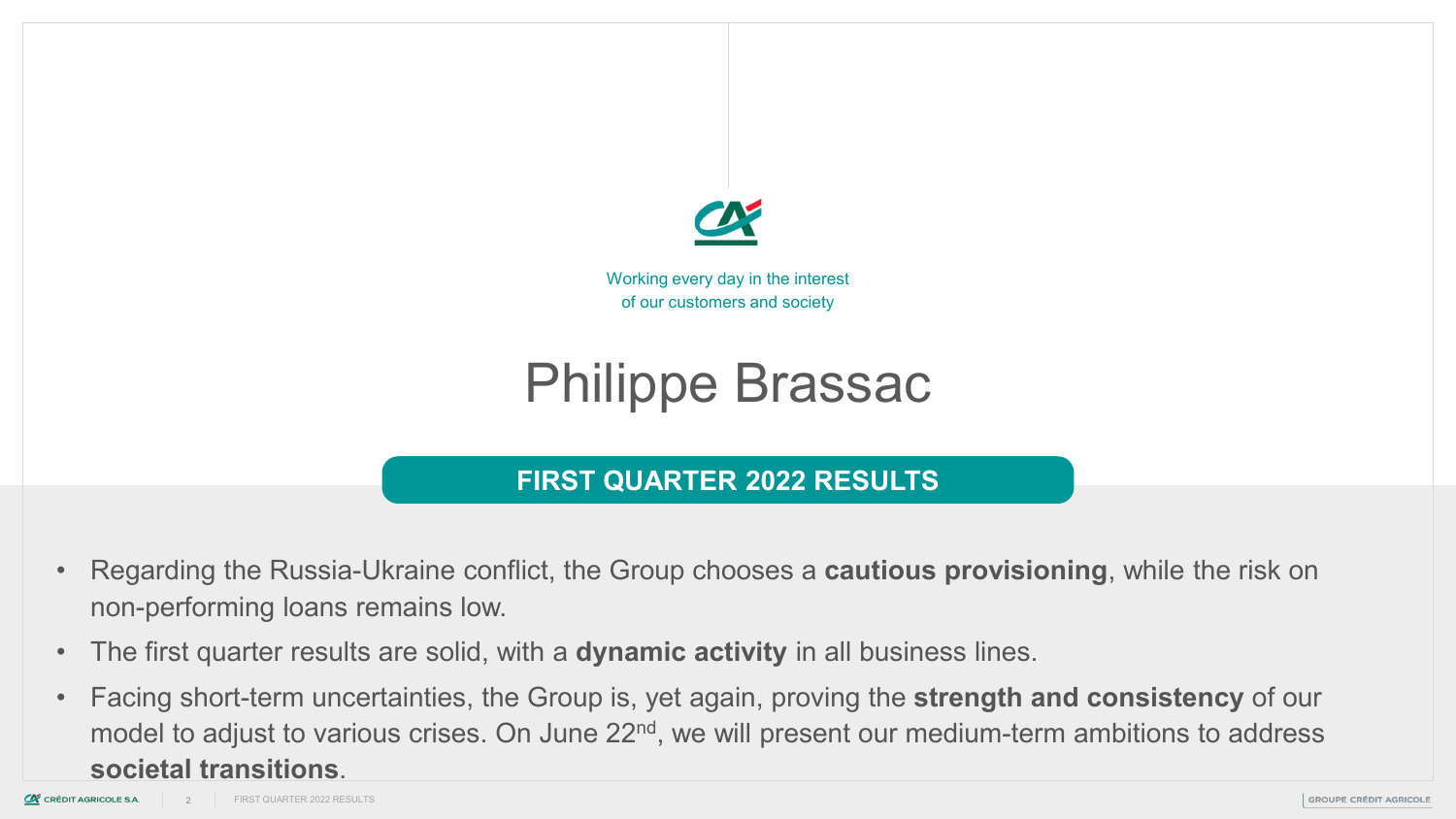Working every day in the interest of our customers and society

# Philippe Brassac

## FIRST QUARTER 2022 RESULTS

- Regarding the Russia-Ukraine conflict, the Group chooses a **cautious provisioning**, while the risk on non-performing loans remains low.
- The first quarter results are solid, with a **dynamic activity** in all business lines.
- Facing short-term uncertainties, the Group is, yet again, proving the **strength and consistency** of our model to adjust to various crises. On June 22nd, we will present our medium-term ambitions to address **societal transitions**.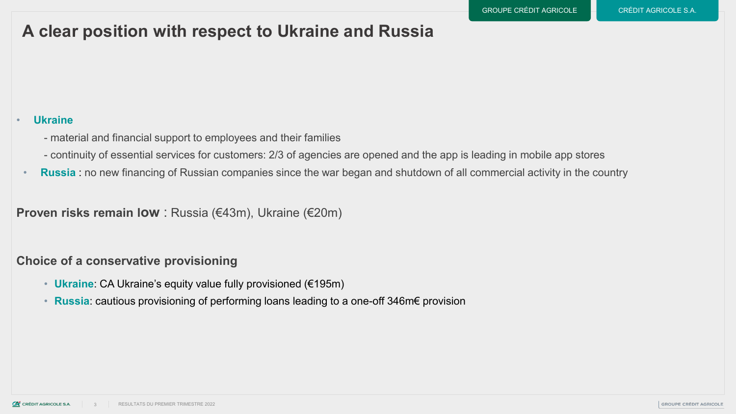# A clear position with respect to Ukraine and Russia

- **Ukraine**
  - material and financial support to employees and their families
  - continuity of essential services for customers: 2/3 of agencies are opened and the app is leading in mobile app stores
- **Russia** : no new financing of Russian companies since the war began and shutdown of all commercial activity in the country

**Proven risks remain low** : Russia (€43m), Ukraine (€20m)

**Choice of a conservative provisioning**

- **Ukraine**: CA Ukraine's equity value fully provisioned (€195m)
- **Russia**: cautious provisioning of performing loans leading to a one-off 346m€ provision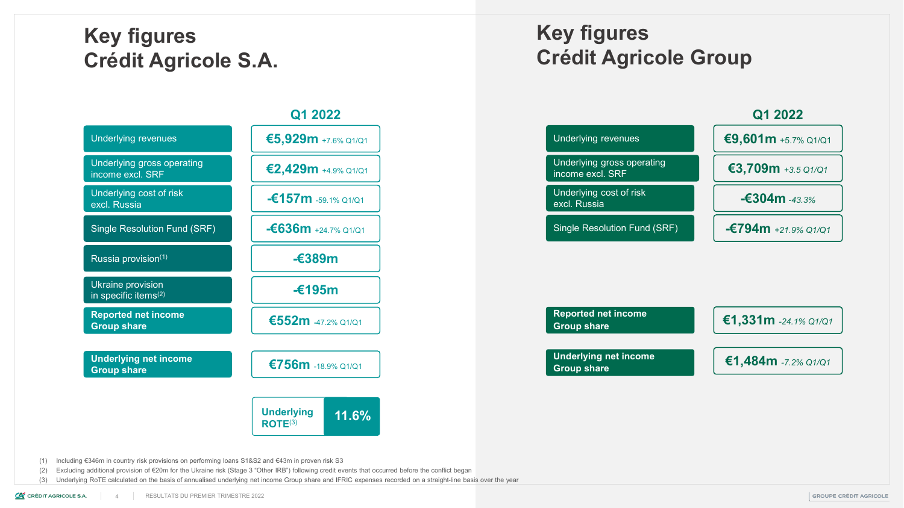# Key figures Crédit Agricole S.A.

| | Q1 2022 |
|---|---|
| Underlying revenues | €5,929m +7.6% Q1/Q1 |
| Underlying gross operating income excl. SRF | €2,429m +4.9% Q1/Q1 |
| Underlying cost of risk excl. Russia | -€157m -59.1% Q1/Q1 |
| Single Resolution Fund (SRF) | -€636m +24.7% Q1/Q1 |
| Russia provision[1] | -€389m |
| Ukraine provision in specific items[2] | -€195m |
| **Reported net income Group share** | €552m -47.2% Q1/Q1 |
| **Underlying net income Group share** | €756m -18.9% Q1/Q1 |
| Underlying ROTE[3] | 11.6% |

# Key figures Crédit Agricole Group

| | Q1 2022 |
|---|---|
| Underlying revenues | €9,601m +5.7% Q1/Q1 |
| Underlying gross operating income excl. SRF | €3,709m *+3.5 Q1/Q1* |
| Underlying cost of risk excl. Russia | -€304m *-43.3%* |
| Single Resolution Fund (SRF) | -€794m *+21.9% Q1/Q1* |
| **Reported net income Group share** | €1,331m *-24.1% Q1/Q1* |
| **Underlying net income Group share** | €1,484m *-7.2% Q1/Q1* |

(1) Including €346m in country risk provisions on performing loans S1&S2 and €43m in proven risk S3

(2) Excluding additional provision of €20m for the Ukraine risk (Stage 3 "Other IRB") following credit events that occurred before the conflict began

(3) Underlying RoTE calculated on the basis of annualised underlying net income Group share and IFRIC expenses recorded on a straight-line basis over the year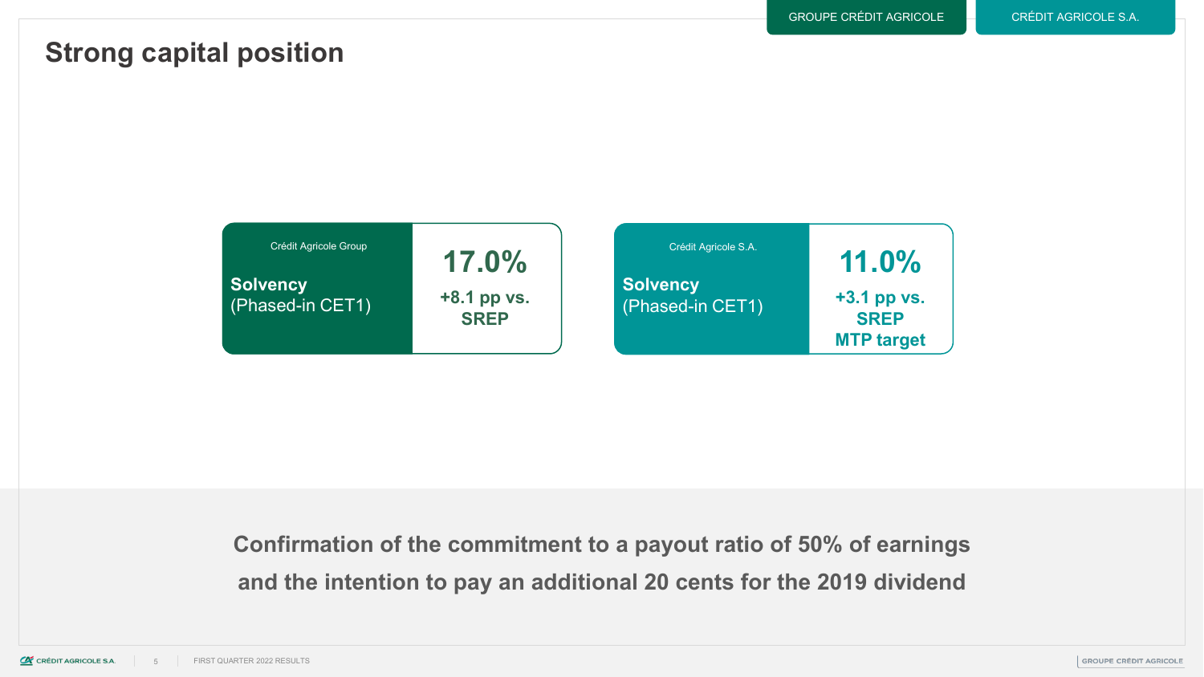# Strong capital position

GROUPE CRÉDIT AGRICOLE | CRÉDIT AGRICOLE S.A.

| Crédit Agricole Group | |
|---|---|
| **Solvency** (Phased-in CET1) | **17.0%** **+8.1 pp vs. SREP** |

| Crédit Agricole S.A. | |
|---|---|
| **Solvency** (Phased-in CET1) | **11.0%** **+3.1 pp vs. SREP MTP target** |

**Confirmation of the commitment to a payout ratio of 50% of earnings and the intention to pay an additional 20 cents for the 2019 dividend**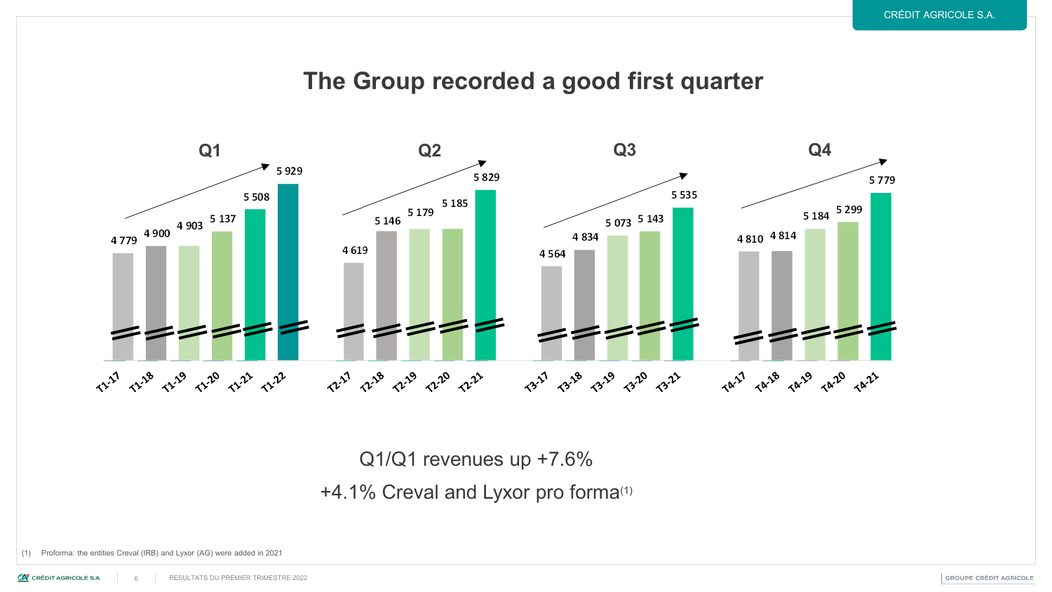# The Group recorded a good first quarter

## Q1

| T1-17 | T1-18 | T1-19 | T1-20 | T1-21 | T1-22 |
|---|---|---|---|---|---|
| 4 779 | 4 900 | 4 903 | 5 137 | 5 508 | 5 929 |

## Q2

| T2-17 | T2-18 | T2-19 | T2-20 | T2-21 |
|---|---|---|---|---|
| 4 619 | 5 146 | 5 179 | 5 185 | 5 829 |

## Q3

| T3-17 | T3-18 | T3-19 | T3-20 | T3-21 |
|---|---|---|---|---|
| 4 564 | 4 834 | 5 073 | 5 143 | 5 535 |

## Q4

| T4-17 | T4-18 | T4-19 | T4-20 | T4-21 |
|---|---|---|---|---|
| 4 810 | 4 814 | 5 184 | 5 299 | 5 779 |

Q1/Q1 revenues up +7.6%

+4.1% Creval and Lyxor pro forma(1)

(1) Proforma: the entities Creval (IRB) and Lyxor (AG) were added in 2021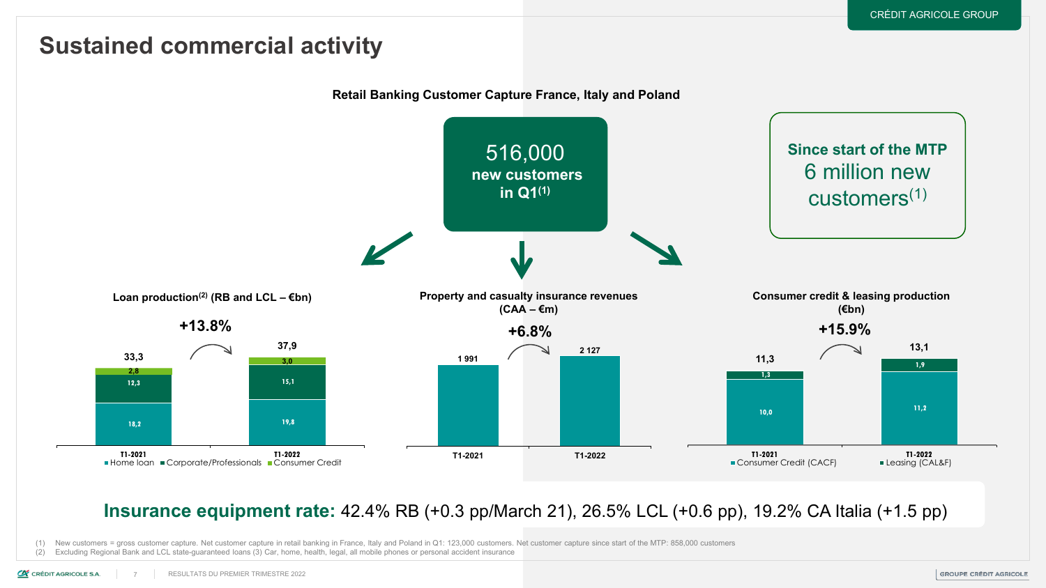# Sustained commercial activity

**Retail Banking Customer Capture France, Italy and Poland**

**516,000 new customers in Q1**[1]

**Since start of the MTP** 6 million new customers[1]

**Loan production**[2] **(RB and LCL – €bn)**

**+13.8%**

| | T1-2021 | T1-2022 |
|---|---|---|
| Home loan | 18,2 | 19,8 |
| Corporate/Professionals | 12,3 | 15,1 |
| Consumer Credit | 2,8 | 3,0 |
| Total | 33,3 | 37,9 |

**Property and casualty insurance revenues (CAA – €m)**

**+6.8%**

| T1-2021 | T1-2022 |
|---|---|
| 1 991 | 2 127 |

**Consumer credit & leasing production (€bn)**

**+15.9%**

| | T1-2021 | T1-2022 |
|---|---|---|
| Consumer Credit (CACF) | 10,0 | 11,2 |
| Leasing (CAL&F) | 1,3 | 1,9 |
| Total | 11,3 | 13,1 |

**Insurance equipment rate:** 42.4% RB (+0.3 pp/March 21), 26.5% LCL (+0.6 pp), 19.2% CA Italia (+1.5 pp)

(1) New customers = gross customer capture. Net customer capture in retail banking in France, Italy and Poland in Q1: 123,000 customers. Net customer capture since start of the MTP: 858,000 customers
(2) Excluding Regional Bank and LCL state-guaranteed loans (3) Car, home, health, legal, all mobile phones or personal accident insurance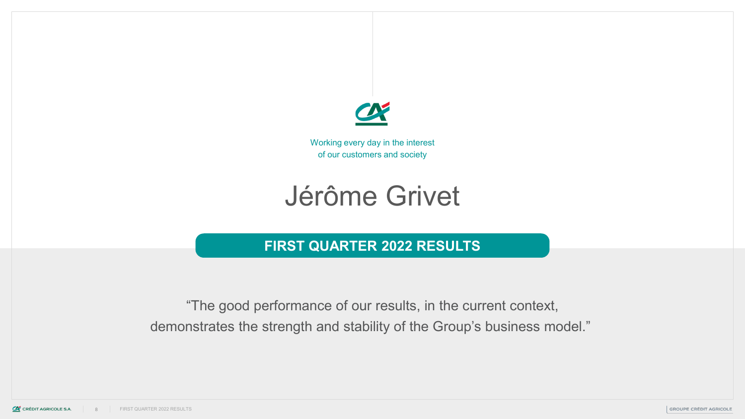Working every day in the interest of our customers and society

# Jérôme Grivet

## FIRST QUARTER 2022 RESULTS

“The good performance of our results, in the current context, demonstrates the strength and stability of the Group’s business model.”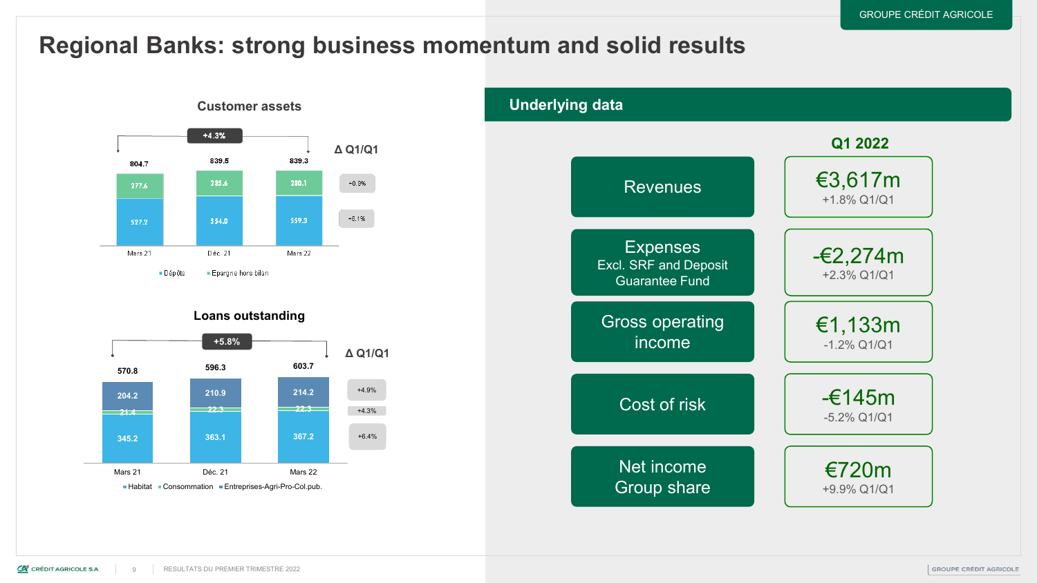# Regional Banks: strong business momentum and solid results

### Customer assets

+4.3%

| | Mars 21 | Déc. 21 | Mars 22 | Δ Q1/Q1 |
|---|---|---|---|---|
| Total | 804.7 | 839.5 | 839.3 | |
| Epargne hors bilan | 277.6 | 285.6 | 280.1 | +0.9% |
| Dépôts | 527.2 | 554.0 | 559.3 | +6.1% |

### Loans outstanding

+5.8%

| | Mars 21 | Déc. 21 | Mars 22 | Δ Q1/Q1 |
|---|---|---|---|---|
| Total | 570.8 | 596.3 | 603.7 | |
| Entreprises-Agri-Pro-Col.pub. | 204.2 | 210.9 | 214.2 | +4.9% |
| Consommation | 21.4 | 22.3 | 22.3 | +4.3% |
| Habitat | 345.2 | 363.1 | 367.2 | +6.4% |

## Underlying data

| | Q1 2022 |
|---|---|
| Revenues | €3,617m<br>+1.8% Q1/Q1 |
| Expenses Excl. SRF and Deposit Guarantee Fund | -€2,274m<br>+2.3% Q1/Q1 |
| Gross operating income | €1,133m<br>-1.2% Q1/Q1 |
| Cost of risk | -€145m<br>-5.2% Q1/Q1 |
| Net income Group share | €720m<br>+9.9% Q1/Q1 |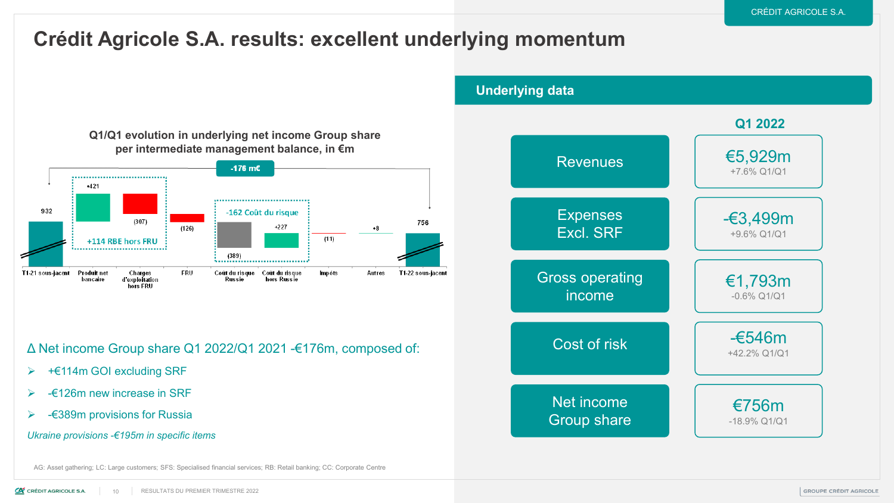# Crédit Agricole S.A. results: excellent underlying momentum

**Q1/Q1 evolution in underlying net income Group share per intermediate management balance, in €m**

-176 m€

| T1-21 sous-jacent | Produit net bancaire | Charges d'exploitation hors FRU | FRU | Coût du risque Russie | Coût du risque hors Russie | Impôts | Autres | T1-22 sous-jacent |
|---|---|---|---|---|---|---|---|---|
| 932 | +421 | (307) | (126) | (389) | +227 | (11) | +8 | 756 |

+114 RBE hors FRU

-162 Coût du risque

Δ Net income Group share Q1 2022/Q1 2021 -€176m, composed of:

- +€114m GOI excluding SRF
- -€126m new increase in SRF
- -€389m provisions for Russia

*Ukraine provisions -€195m in specific items*

## Underlying data

| | Q1 2022 |
|---|---|
| Revenues | €5,929m<br>+7.6% Q1/Q1 |
| Expenses Excl. SRF | -€3,499m<br>+9.6% Q1/Q1 |
| Gross operating income | €1,793m<br>-0.6% Q1/Q1 |
| Cost of risk | -€546m<br>+42.2% Q1/Q1 |
| Net income Group share | €756m<br>-18.9% Q1/Q1 |

AG: Asset gathering; LC: Large customers; SFS: Specialised financial services; RB: Retail banking; CC: Corporate Centre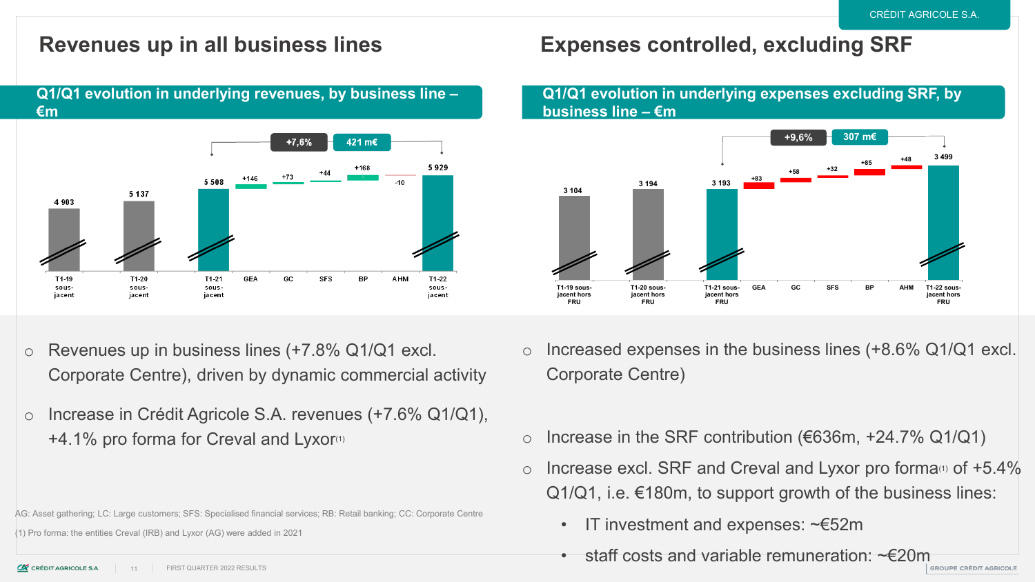## Revenues up in all business lines

### Q1/Q1 evolution in underlying revenues, by business line – €m

| | T1-19 sous-jacent | T1-20 sous-jacent | T1-21 sous-jacent | GEA | GC | SFS | BP | AHM | T1-22 sous-jacent |
|---|---|---|---|---|---|---|---|---|---|
| €m | 4 903 | 5 137 | 5 508 | +146 | +73 | +44 | +168 | -10 | 5 929 |

+7,6% | 421 m€

- Revenues up in business lines (+7.8% Q1/Q1 excl. Corporate Centre), driven by dynamic commercial activity
- Increase in Crédit Agricole S.A. revenues (+7.6% Q1/Q1), +4.1% pro forma for Creval and Lyxor[1]

AG: Asset gathering; LC: Large customers; SFS: Specialised financial services; RB: Retail banking; CC: Corporate Centre

(1) Pro forma: the entities Creval (IRB) and Lyxor (AG) were added in 2021

## Expenses controlled, excluding SRF

### Q1/Q1 evolution in underlying expenses excluding SRF, by business line – €m

| | T1-19 sous-jacent hors FRU | T1-20 sous-jacent hors FRU | T1-21 sous-jacent hors FRU | GEA | GC | SFS | BP | AHM | T1-22 sous-jacent hors FRU |
|---|---|---|---|---|---|---|---|---|---|
| €m | 3 104 | 3 194 | 3 193 | +83 | +58 | +32 | +85 | +48 | 3 499 |

+9,6% | 307 m€

- Increased expenses in the business lines (+8.6% Q1/Q1 excl. Corporate Centre)
- Increase in the SRF contribution (€636m, +24.7% Q1/Q1)
- Increase excl. SRF and Creval and Lyxor pro forma[1] of +5.4% Q1/Q1, i.e. €180m, to support growth of the business lines:
  - IT investment and expenses: ~€52m
  - staff costs and variable remuneration: ~€20m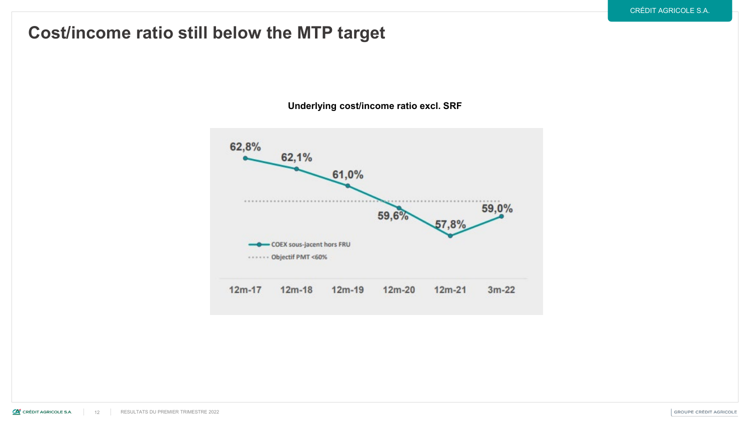# Cost/income ratio still below the MTP target

**Underlying cost/income ratio excl. SRF**

| | 12m-17 | 12m-18 | 12m-19 | 12m-20 | 12m-21 | 3m-22 |
|---|---|---|---|---|---|---|
| COEX sous-jacent hors FRU | 62,8% | 62,1% | 61,0% | 59,6% | 57,8% | 59,0% |
| Objectif PMT <60% | | | | | | |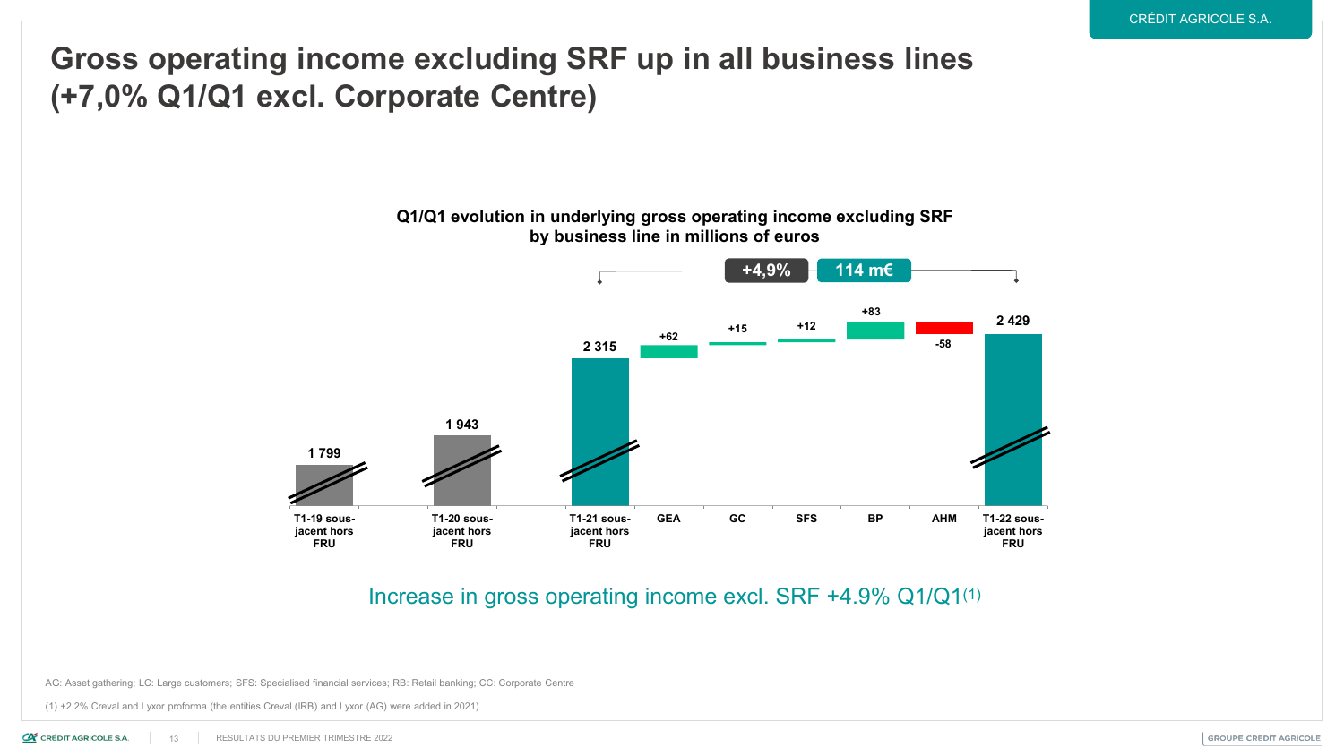# Gross operating income excluding SRF up in all business lines (+7,0% Q1/Q1 excl. Corporate Centre)

**Q1/Q1 evolution in underlying gross operating income excluding SRF by business line in millions of euros**

+4,9% | 114 m€

| | T1-19 sous-jacent hors FRU | T1-20 sous-jacent hors FRU | T1-21 sous-jacent hors FRU | GEA | GC | SFS | BP | AHM | T1-22 sous-jacent hors FRU |
|---|---|---|---|---|---|---|---|---|---|
| Value | 1 799 | 1 943 | 2 315 | +62 | +15 | +12 | +83 | -58 | 2 429 |

Increase in gross operating income excl. SRF +4.9% Q1/Q1(1)

AG: Asset gathering; LC: Large customers; SFS: Specialised financial services; RB: Retail banking; CC: Corporate Centre

(1) +2.2% Creval and Lyxor proforma (the entities Creval (IRB) and Lyxor (AG) were added in 2021)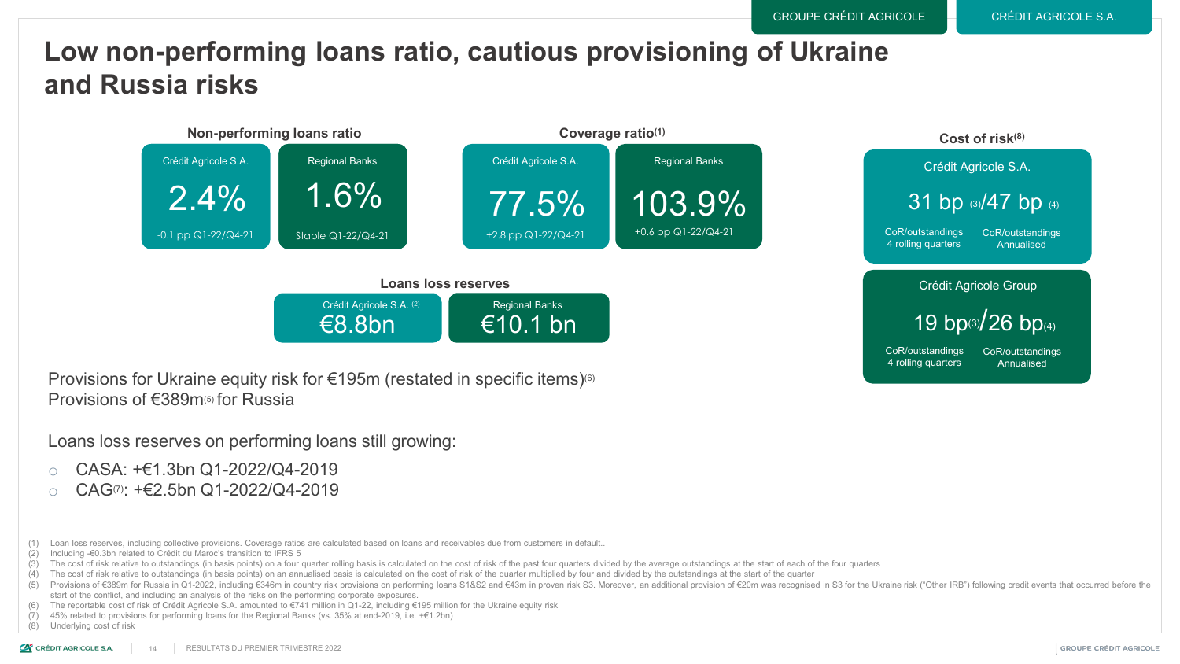# Low non-performing loans ratio, cautious provisioning of Ukraine and Russia risks

### Non-performing loans ratio

| Crédit Agricole S.A. | Regional Banks |
|---|---|
| 2.4% | 1.6% |
| -0.1 pp Q1-22/Q4-21 | Stable Q1-22/Q4-21 |

### Coverage ratio[1]

| Crédit Agricole S.A. | Regional Banks |
|---|---|
| 77.5% | 103.9% |
| +2.8 pp Q1-22/Q4-21 | +0.6 pp Q1-22/Q4-21 |

### Cost of risk[8]

| | 4 rolling quarters | Annualised |
|---|---|---|
| Crédit Agricole S.A. | 31 bp[3] (CoR/outstandings 4 rolling quarters) | 47 bp[4] (CoR/outstandings Annualised) |
| Crédit Agricole Group | 19 bp[3] (CoR/outstandings 4 rolling quarters) | 26 bp[4] (CoR/outstandings Annualised) |

### Loans loss reserves

| Crédit Agricole S.A. [2] | Regional Banks |
|---|---|
| €8.8bn | €10.1 bn |

Provisions for Ukraine equity risk for €195m (restated in specific items)[6]
Provisions of €389m[5] for Russia

Loans loss reserves on performing loans still growing:

- CASA: +€1.3bn Q1-2022/Q4-2019
- CAG[7]: +€2.5bn Q1-2022/Q4-2019

(1) Loan loss reserves, including collective provisions. Coverage ratios are calculated based on loans and receivables due from customers in default..
(2) Including -€0.3bn related to Crédit du Maroc's transition to IFRS 5
(3) The cost of risk relative to outstandings (in basis points) on a four quarter rolling basis is calculated on the cost of risk of the past four quarters divided by the average outstandings at the start of each of the four quarters
(4) The cost of risk relative to outstandings (in basis points) on an annualised basis is calculated on the cost of risk of the quarter multiplied by four and divided by the outstandings at the start of the quarter
(5) Provisions of €389m for Russia in Q1-2022, including €346m in country risk provisions on performing loans S1&S2 and €43m in proven risk S3. Moreover, an additional provision of €20m was recognised in S3 for the Ukraine risk ("Other IRB") following credit events that occurred before the start of the conflict, and including an analysis of the risks on the performing corporate exposures.
(6) The reportable cost of risk of Crédit Agricole S.A. amounted to €741 million in Q1-22, including €195 million for the Ukraine equity risk
(7) 45% related to provisions for performing loans for the Regional Banks (vs. 35% at end-2019, i.e. +€1.2bn)
(8) Underlying cost of risk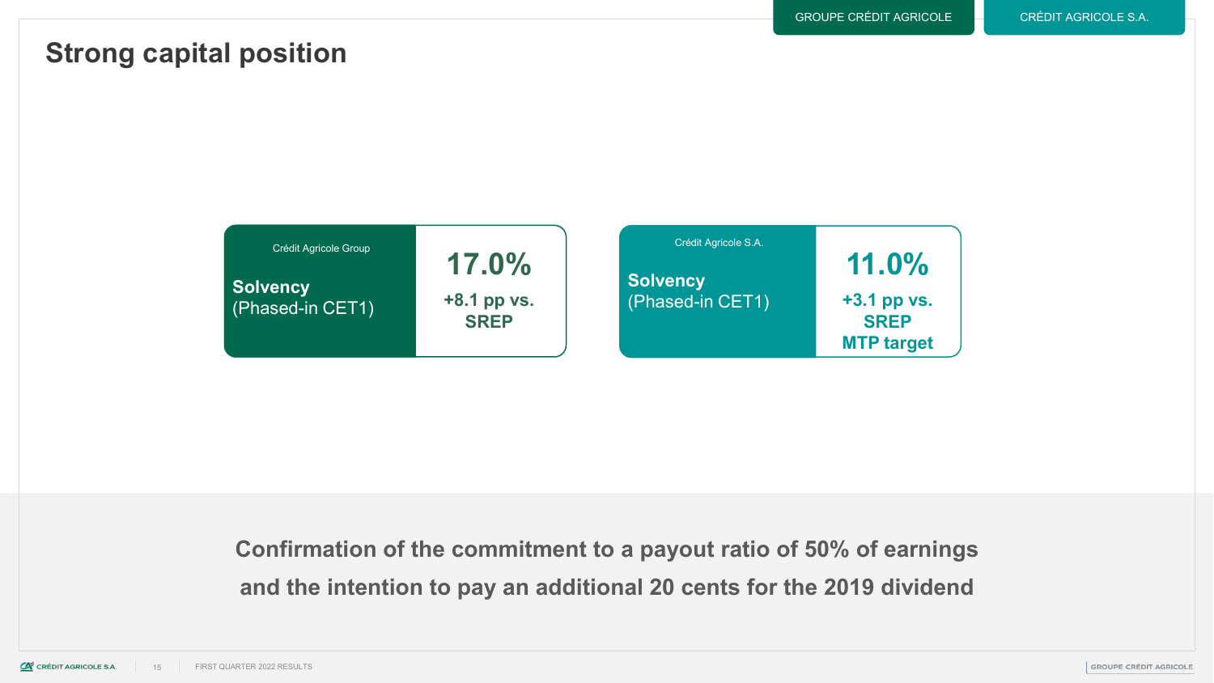# Strong capital position

GROUPE CRÉDIT AGRICOLE | CRÉDIT AGRICOLE S.A.

| Crédit Agricole Group | |
|---|---|
| **Solvency** (Phased-in CET1) | **17.0%** **+8.1 pp vs. SREP** |

| Crédit Agricole S.A. | |
|---|---|
| **Solvency** (Phased-in CET1) | **11.0%** **+3.1 pp vs. SREP MTP target** |

**Confirmation of the commitment to a payout ratio of 50% of earnings and the intention to pay an additional 20 cents for the 2019 dividend**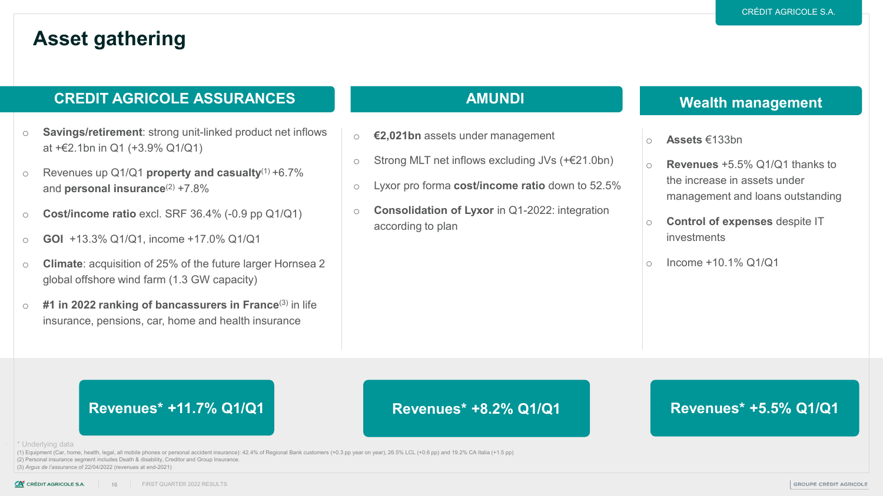# Asset gathering

## CREDIT AGRICOLE ASSURANCES

- **Savings/retirement**: strong unit-linked product net inflows at +€2.1bn in Q1 (+3.9% Q1/Q1)
- Revenues up Q1/Q1 **property and casualty**[1] +6.7% and **personal insurance**[2] +7.8%
- **Cost/income ratio** excl. SRF 36.4% (-0.9 pp Q1/Q1)
- **GOI** +13.3% Q1/Q1, income +17.0% Q1/Q1
- **Climate**: acquisition of 25% of the future larger Hornsea 2 global offshore wind farm (1.3 GW capacity)
- **#1 in 2022 ranking of bancassurers in France**[3] in life insurance, pensions, car, home and health insurance

**Revenues* +11.7% Q1/Q1**

## AMUNDI

- **€2,021bn** assets under management
- Strong MLT net inflows excluding JVs (+€21.0bn)
- Lyxor pro forma **cost/income ratio** down to 52.5%
- **Consolidation of Lyxor** in Q1-2022: integration according to plan

**Revenues* +8.2% Q1/Q1**

## Wealth management

- **Assets** €133bn
- **Revenues** +5.5% Q1/Q1 thanks to the increase in assets under management and loans outstanding
- **Control of expenses** despite IT investments
- Income +10.1% Q1/Q1

**Revenues* +5.5% Q1/Q1**

\* Underlying data

(1) Equipment (Car, home, health, legal, all mobile phones or personal accident insurance): 42.4% of Regional Bank customers (+0.3 pp year on year), 26.5% LCL (+0.6 pp) and 19.2% CA Italia (+1.5 pp)
(2) Personal insurance segment includes Death & disability, Creditor and Group Insurance.
(3) *Argus de l'assurance* of 22/04/2022 (revenues at end-2021)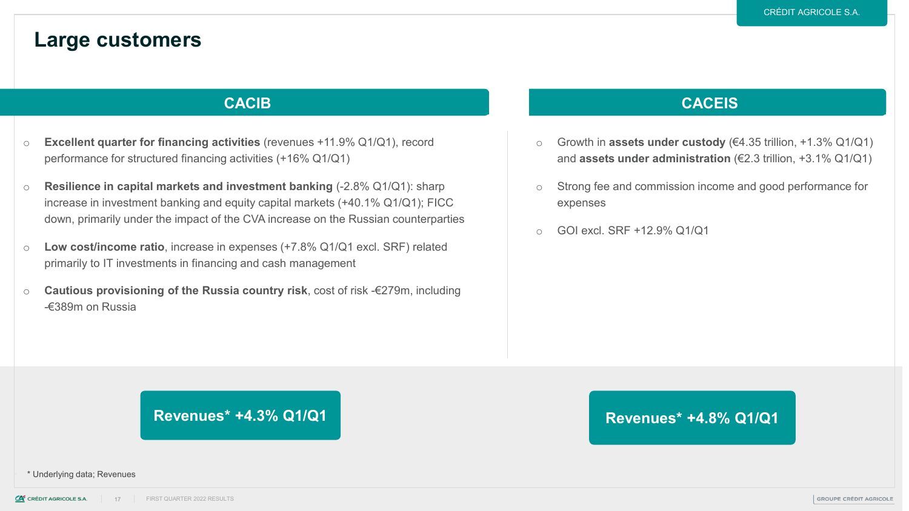# Large customers

## CACIB

- **Excellent quarter for financing activities** (revenues +11.9% Q1/Q1), record performance for structured financing activities (+16% Q1/Q1)
- **Resilience in capital markets and investment banking** (-2.8% Q1/Q1): sharp increase in investment banking and equity capital markets (+40.1% Q1/Q1); FICC down, primarily under the impact of the CVA increase on the Russian counterparties
- **Low cost/income ratio**, increase in expenses (+7.8% Q1/Q1 excl. SRF) related primarily to IT investments in financing and cash management
- **Cautious provisioning of the Russia country risk**, cost of risk -€279m, including -€389m on Russia

**Revenues* +4.3% Q1/Q1**

## CACEIS

- Growth in **assets under custody** (€4.35 trillion, +1.3% Q1/Q1) and **assets under administration** (€2.3 trillion, +3.1% Q1/Q1)
- Strong fee and commission income and good performance for expenses
- GOI excl. SRF +12.9% Q1/Q1

**Revenues* +4.8% Q1/Q1**

* Underlying data; Revenues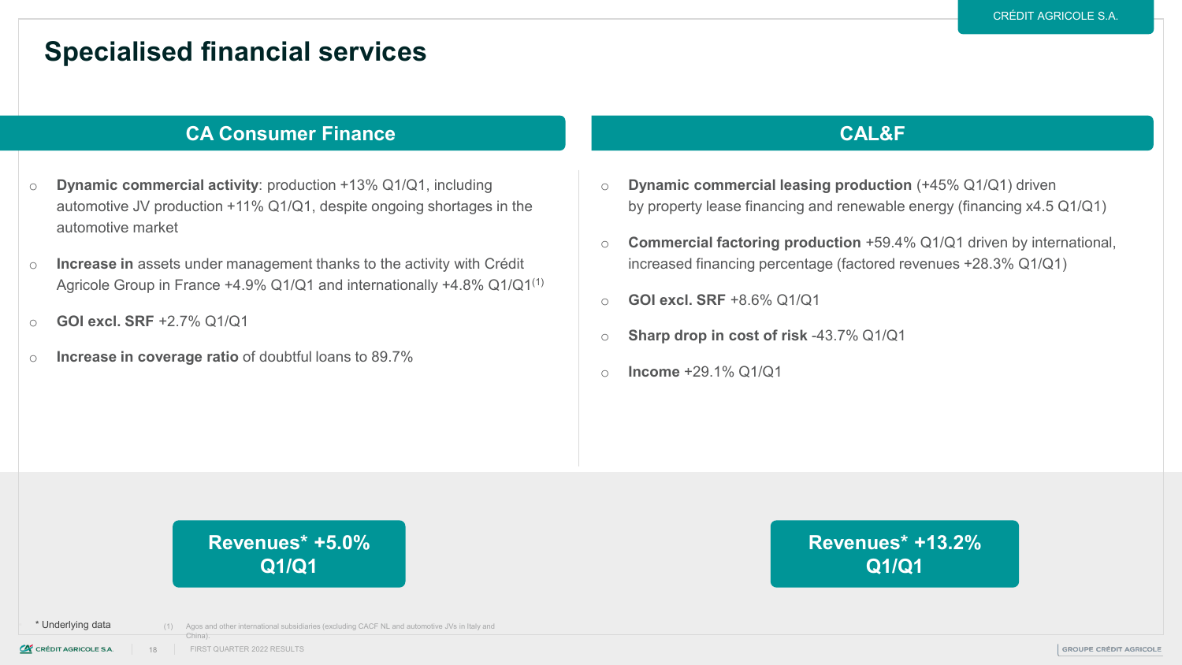# Specialised financial services

## CA Consumer Finance

- **Dynamic commercial activity**: production +13% Q1/Q1, including automotive JV production +11% Q1/Q1, despite ongoing shortages in the automotive market
- **Increase in** assets under management thanks to the activity with Crédit Agricole Group in France +4.9% Q1/Q1 and internationally +4.8% Q1/Q1[1]
- **GOI excl. SRF** +2.7% Q1/Q1
- **Increase in coverage ratio** of doubtful loans to 89.7%

**Revenues* +5.0% Q1/Q1**

## CAL&F

- **Dynamic commercial leasing production** (+45% Q1/Q1) driven by property lease financing and renewable energy (financing x4.5 Q1/Q1)
- **Commercial factoring production** +59.4% Q1/Q1 driven by international, increased financing percentage (factored revenues +28.3% Q1/Q1)
- **GOI excl. SRF** +8.6% Q1/Q1
- **Sharp drop in cost of risk** -43.7% Q1/Q1
- **Income** +29.1% Q1/Q1

**Revenues* +13.2% Q1/Q1**

\* Underlying data

(1) Agos and other international subsidiaries (excluding CACF NL and automotive JVs in Italy and China).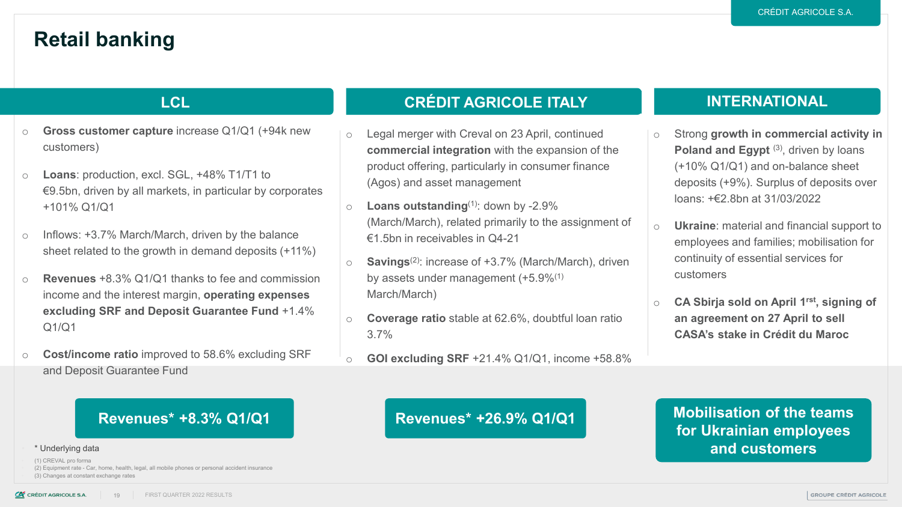# Retail banking

## LCL

- **Gross customer capture** increase Q1/Q1 (+94k new customers)
- **Loans**: production, excl. SGL, +48% T1/T1 to €9.5bn, driven by all markets, in particular by corporates +101% Q1/Q1
- Inflows: +3.7% March/March, driven by the balance sheet related to the growth in demand deposits (+11%)
- **Revenues** +8.3% Q1/Q1 thanks to fee and commission income and the interest margin, **operating expenses excluding SRF and Deposit Guarantee Fund** +1.4% Q1/Q1
- **Cost/income ratio** improved to 58.6% excluding SRF and Deposit Guarantee Fund

**Revenues* +8.3% Q1/Q1**

## CRÉDIT AGRICOLE ITALY

- Legal merger with Creval on 23 April, continued **commercial integration** with the expansion of the product offering, particularly in consumer finance (Agos) and asset management
- **Loans outstanding**[1]: down by -2.9% (March/March), related primarily to the assignment of €1.5bn in receivables in Q4-21
- **Savings**[2]: increase of +3.7% (March/March), driven by assets under management (+5.9%[1] March/March)
- **Coverage ratio** stable at 62.6%, doubtful loan ratio 3.7%
- **GOI excluding SRF** +21.4% Q1/Q1, income +58.8%

**Revenues* +26.9% Q1/Q1**

## INTERNATIONAL

- Strong **growth in commercial activity in Poland and Egypt** [3], driven by loans (+10% Q1/Q1) and on-balance sheet deposits (+9%). Surplus of deposits over loans: +€2.8bn at 31/03/2022
- **Ukraine**: material and financial support to employees and families; mobilisation for continuity of essential services for customers
- **CA Sbirja sold on April 1rst, signing of an agreement on 27 April to sell CASA's stake in Crédit du Maroc**

**Mobilisation of the teams for Ukrainian employees and customers**

\* Underlying data

(1) CREVAL pro forma
(2) Equipment rate - Car, home, health, legal, all mobile phones or personal accident insurance
(3) Changes at constant exchange rates